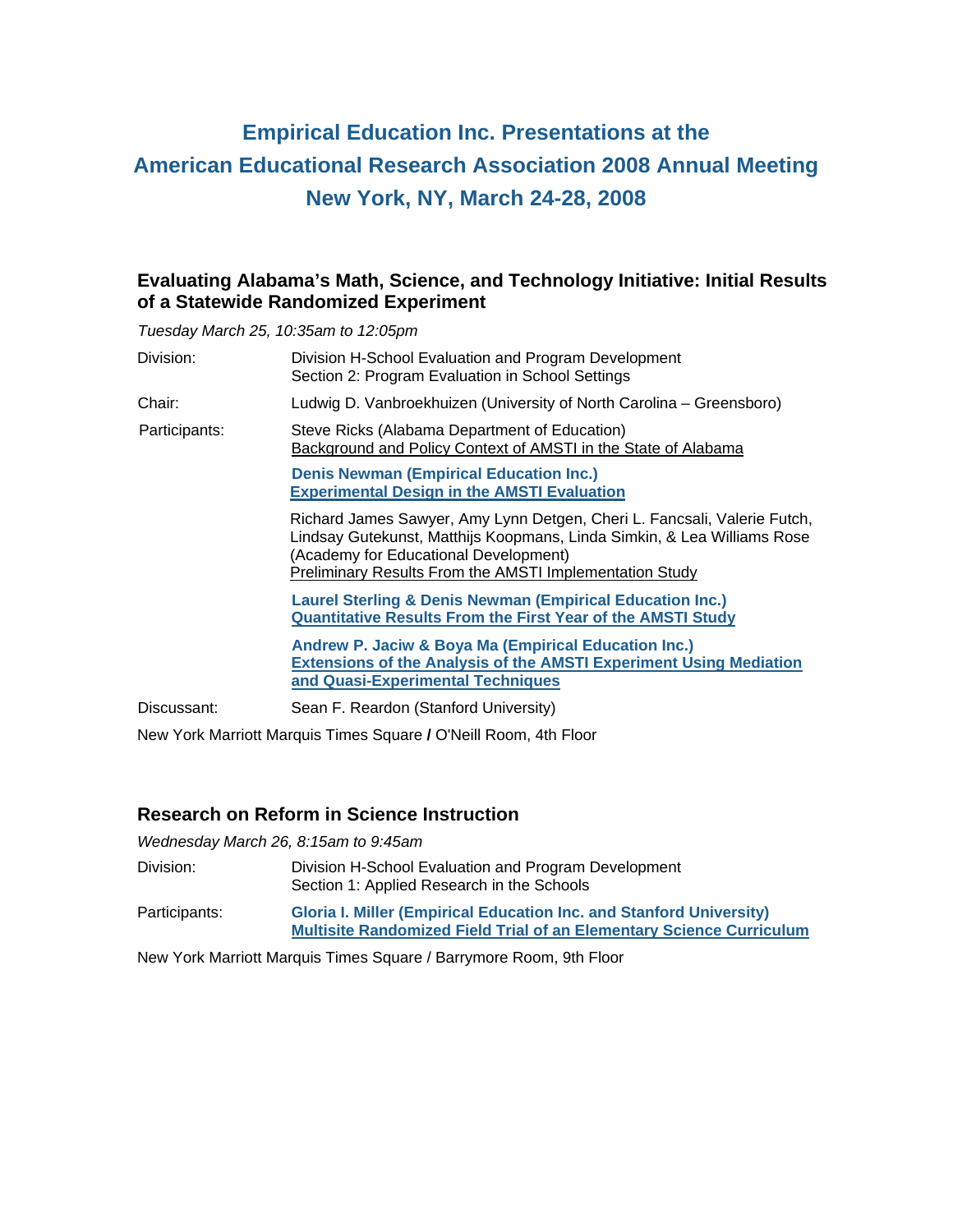# Empirical Education Inc. Presentations at the American Educational Research Association 2008 Annual Meeting New York, NY, March 24-28, 2008

## Evaluating Alabama's Math, Science, and Technology Initiative: Initial Results of a Statewide Randomized Experiment

*Tuesday March 25, 10:35am to 12:05pm*

Division: Division H-School Evaluation and Program Development
Section 2: Program Evaluation in School Settings

Chair: Ludwig D. Vanbroekhuizen (University of North Carolina – Greensboro)

Participants:

Steve Ricks (Alabama Department of Education)
Background and Policy Context of AMSTI in the State of Alabama

**Denis Newman (Empirical Education Inc.)**
**Experimental Design in the AMSTI Evaluation**

Richard James Sawyer, Amy Lynn Detgen, Cheri L. Fancsali, Valerie Futch, Lindsay Gutekunst, Matthijs Koopmans, Linda Simkin, & Lea Williams Rose (Academy for Educational Development)
Preliminary Results From the AMSTI Implementation Study

**Laurel Sterling & Denis Newman (Empirical Education Inc.)**
**Quantitative Results From the First Year of the AMSTI Study**

**Andrew P. Jaciw & Boya Ma (Empirical Education Inc.)**
**Extensions of the Analysis of the AMSTI Experiment Using Mediation and Quasi-Experimental Techniques**

Discussant: Sean F. Reardon (Stanford University)

New York Marriott Marquis Times Square / O'Neill Room, 4th Floor

## Research on Reform in Science Instruction

*Wednesday March 26, 8:15am to 9:45am*

Division: Division H-School Evaluation and Program Development
Section 1: Applied Research in the Schools

Participants:

**Gloria I. Miller (Empirical Education Inc. and Stanford University)**
**Multisite Randomized Field Trial of an Elementary Science Curriculum**

New York Marriott Marquis Times Square / Barrymore Room, 9th Floor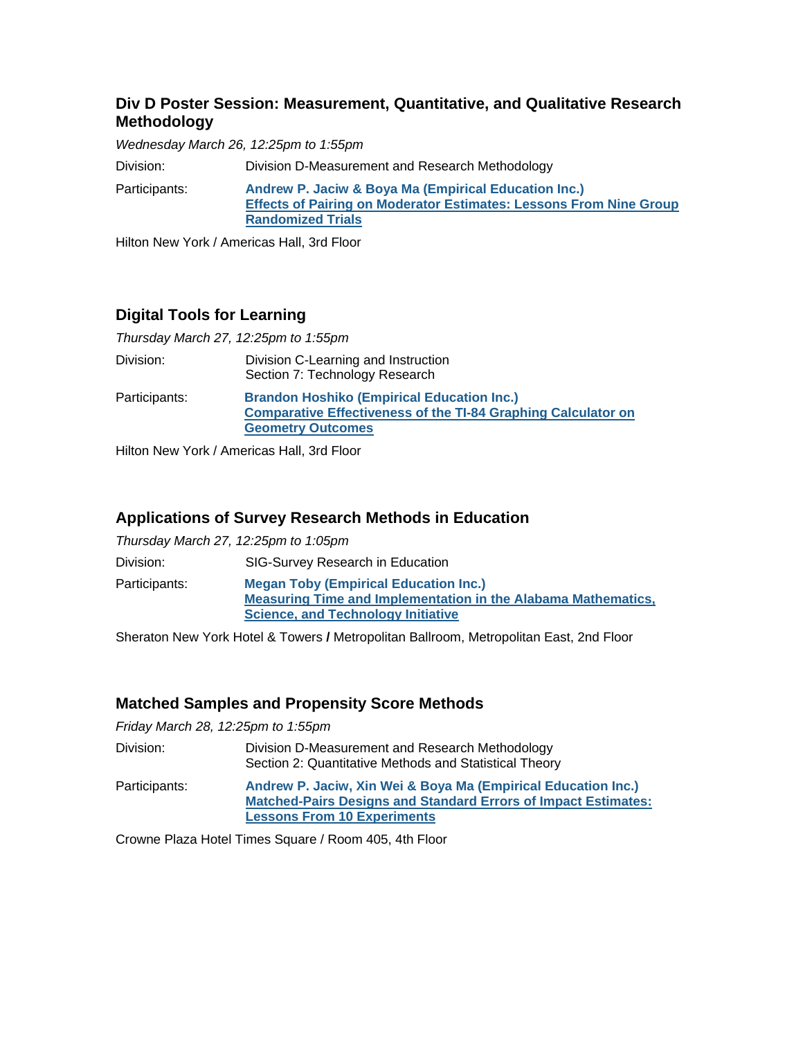### Div D Poster Session: Measurement, Quantitative, and Qualitative Research Methodology

*Wednesday March 26, 12:25pm to 1:55pm*

Division: Division D-Measurement and Research Methodology

Participants: **Andrew P. Jaciw & Boya Ma (Empirical Education Inc.)**
**Effects of Pairing on Moderator Estimates: Lessons From Nine Group Randomized Trials**

Hilton New York / Americas Hall, 3rd Floor

### Digital Tools for Learning

*Thursday March 27, 12:25pm to 1:55pm*

Division: Division C-Learning and Instruction
Section 7: Technology Research

Participants: **Brandon Hoshiko (Empirical Education Inc.)**
**Comparative Effectiveness of the TI-84 Graphing Calculator on Geometry Outcomes**

Hilton New York / Americas Hall, 3rd Floor

### Applications of Survey Research Methods in Education

*Thursday March 27, 12:25pm to 1:05pm*

Division: SIG-Survey Research in Education

Participants: **Megan Toby (Empirical Education Inc.)**
**Measuring Time and Implementation in the Alabama Mathematics, Science, and Technology Initiative**

Sheraton New York Hotel & Towers **/** Metropolitan Ballroom, Metropolitan East, 2nd Floor

### Matched Samples and Propensity Score Methods

*Friday March 28, 12:25pm to 1:55pm*

Division: Division D-Measurement and Research Methodology
Section 2: Quantitative Methods and Statistical Theory

Participants: **Andrew P. Jaciw, Xin Wei & Boya Ma (Empirical Education Inc.)**
**Matched-Pairs Designs and Standard Errors of Impact Estimates: Lessons From 10 Experiments**

Crowne Plaza Hotel Times Square / Room 405, 4th Floor